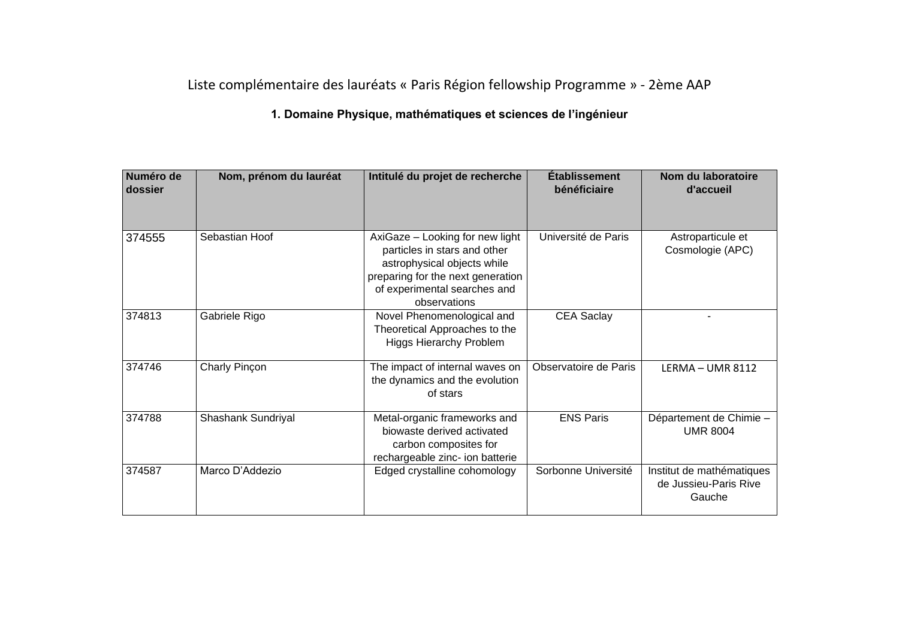# Liste complémentaire des lauréats « Paris Région fellowship Programme » - 2ème AAP

## 1. Domaine Physique, mathématiques et sciences de l'ingénieur

| Numéro de dossier | Nom, prénom du lauréat | Intitulé du projet de recherche | Établissement bénéficiaire | Nom du laboratoire d'accueil |
|---|---|---|---|---|
| 374555 | Sebastian Hoof | AxiGaze – Looking for new light particles in stars and other astrophysical objects while preparing for the next generation of experimental searches and observations | Université de Paris | Astroparticule et Cosmologie (APC) |
| 374813 | Gabriele Rigo | Novel Phenomenological and Theoretical Approaches to the Higgs Hierarchy Problem | CEA Saclay | - |
| 374746 | Charly Pinçon | The impact of internal waves on the dynamics and the evolution of stars | Observatoire de Paris | LERMA – UMR 8112 |
| 374788 | Shashank Sundriyal | Metal-organic frameworks and biowaste derived activated carbon composites for rechargeable zinc- ion batterie | ENS Paris | Département de Chimie – UMR 8004 |
| 374587 | Marco D'Addezio | Edged crystalline cohomology | Sorbonne Université | Institut de mathématiques de Jussieu-Paris Rive Gauche |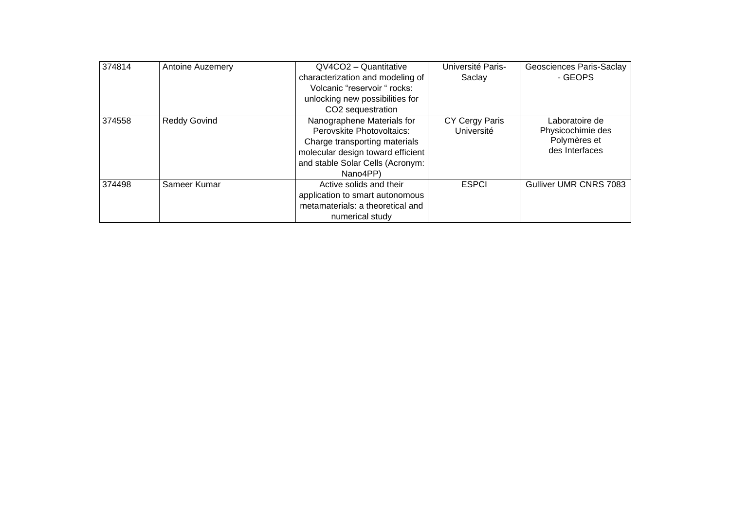| 374814 | Antoine Auzemery | QV4CO2 – Quantitative characterization and modeling of Volcanic “reservoir “ rocks: unlocking new possibilities for $CO_2$ sequestration | Université Paris-Saclay | Geosciences Paris-Saclay - GEOPS |
|---|---|---|---|---|
| 374558 | Reddy Govind | Nanographene Materials for Perovskite Photovoltaics: Charge transporting materials molecular design toward efficient and stable Solar Cells (Acronym: Nano4PP) | CY Cergy Paris Université | Laboratoire de Physicochimie des Polymères et des Interfaces |
| 374498 | Sameer Kumar | Active solids and their application to smart autonomous metamaterials: a theoretical and numerical study | ESPCI | Gulliver UMR CNRS 7083 |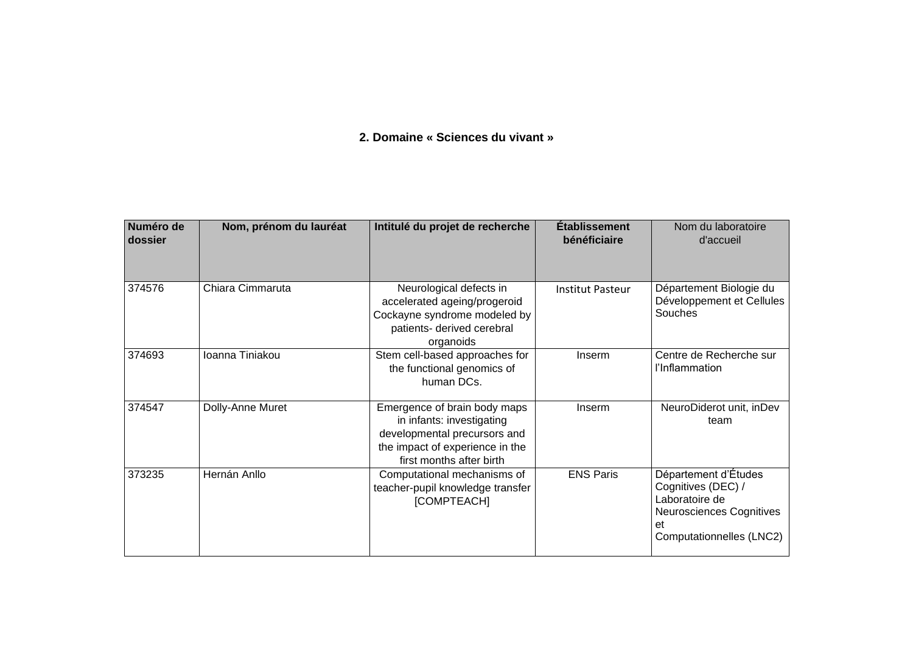## 2. Domaine « Sciences du vivant »

| Numéro de dossier | Nom, prénom du lauréat | Intitulé du projet de recherche | Établissement bénéficiaire | Nom du laboratoire d'accueil |
|---|---|---|---|---|
| 374576 | Chiara Cimmaruta | Neurological defects in accelerated ageing/progeroid Cockayne syndrome modeled by patients- derived cerebral organoids | Institut Pasteur | Département Biologie du Développement et Cellules Souches |
| 374693 | Ioanna Tiniakou | Stem cell-based approaches for the functional genomics of human DCs. | Inserm | Centre de Recherche sur l'Inflammation |
| 374547 | Dolly-Anne Muret | Emergence of brain body maps in infants: investigating developmental precursors and the impact of experience in the first months after birth | Inserm | NeuroDiderot unit, inDev team |
| 373235 | Hernán Anllo | Computational mechanisms of teacher-pupil knowledge transfer [COMPTEACH] | ENS Paris | Département d'Études Cognitives (DEC) / Laboratoire de Neurosciences Cognitives et Computationnelles (LNC2) |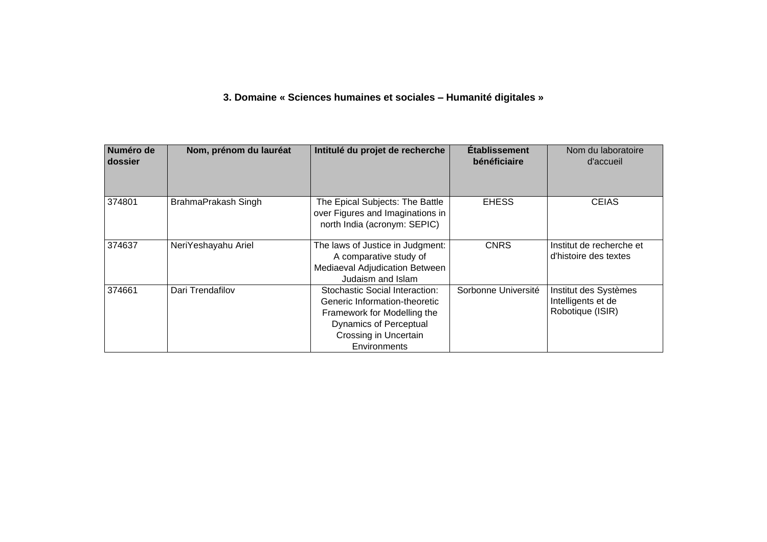### 3. Domaine « Sciences humaines et sociales – Humanité digitales »

| Numéro de dossier | Nom, prénom du lauréat | Intitulé du projet de recherche | Établissement bénéficiaire | Nom du laboratoire d'accueil |
|---|---|---|---|---|
| 374801 | BrahmaPrakash Singh | The Epical Subjects: The Battle over Figures and Imaginations in north India (acronym: SEPIC) | EHESS | CEIAS |
| 374637 | NeriYeshayahu Ariel | The laws of Justice in Judgment: A comparative study of Mediaeval Adjudication Between Judaism and Islam | CNRS | Institut de recherche et d'histoire des textes |
| 374661 | Dari Trendafilov | Stochastic Social Interaction: Generic Information-theoretic Framework for Modelling the Dynamics of Perceptual Crossing in Uncertain Environments | Sorbonne Université | Institut des Systèmes Intelligents et de Robotique (ISIR) |